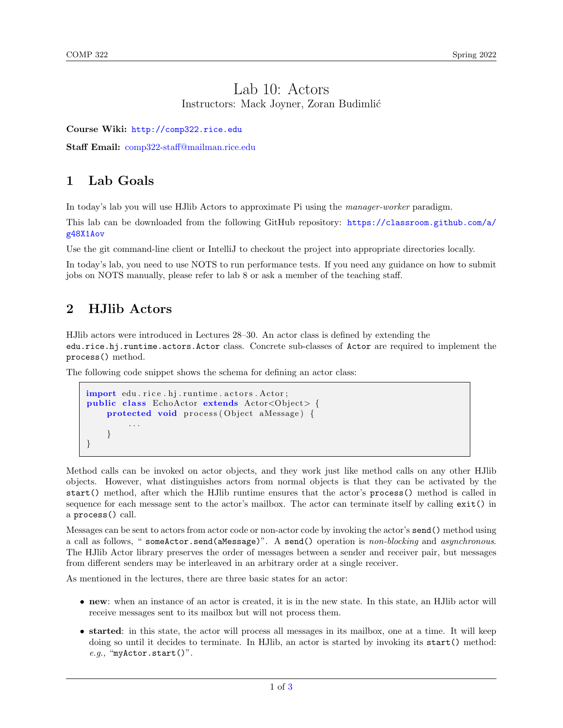# Lab 10: Actors

Instructors: Mack Joyner, Zoran Budimlić

**Course Wiki:** http://comp322.rice.edu

**Staff Email:** comp322-staff@mailman.rice.edu

## 1 Lab Goals

In today's lab you will use HJlib Actors to approximate Pi using the *manager-worker* paradigm.

This lab can be downloaded from the following GitHub repository: https://classroom.github.com/a/g48X1Aov

Use the git command-line client or IntelliJ to checkout the project into appropriate directories locally.

In today's lab, you need to use NOTS to run performance tests. If you need any guidance on how to submit jobs on NOTS manually, please refer to lab 8 or ask a member of the teaching staff.

## 2 HJlib Actors

HJlib actors were introduced in Lectures 28–30. An actor class is defined by extending the `edu.rice.hj.runtime.actors.Actor` class. Concrete sub-classes of `Actor` are required to implement the `process()` method.

The following code snippet shows the schema for defining an actor class:

```
import edu.rice.hj.runtime.actors.Actor;
public class EchoActor extends Actor<Object> {
    protected void process(Object aMessage) {
        ...
    }
}
```

Method calls can be invoked on actor objects, and they work just like method calls on any other HJlib objects. However, what distinguishes actors from normal objects is that they can be activated by the `start()` method, after which the HJlib runtime ensures that the actor's `process()` method is called in sequence for each message sent to the actor's mailbox. The actor can terminate itself by calling `exit()` in a `process()` call.

Messages can be sent to actors from actor code or non-actor code by invoking the actor's `send()` method using a call as follows, " `someActor.send(aMessage)`". A `send()` operation is *non-blocking* and *asynchronous*. The HJlib Actor library preserves the order of messages between a sender and receiver pair, but messages from different senders may be interleaved in an arbitrary order at a single receiver.

As mentioned in the lectures, there are three basic states for an actor:

- **new**: when an instance of an actor is created, it is in the new state. In this state, an HJlib actor will receive messages sent to its mailbox but will not process them.
- **started**: in this state, the actor will process all messages in its mailbox, one at a time. It will keep doing so until it decides to terminate. In HJlib, an actor is started by invoking its `start()` method: *e.g.,* "`myActor.start()`".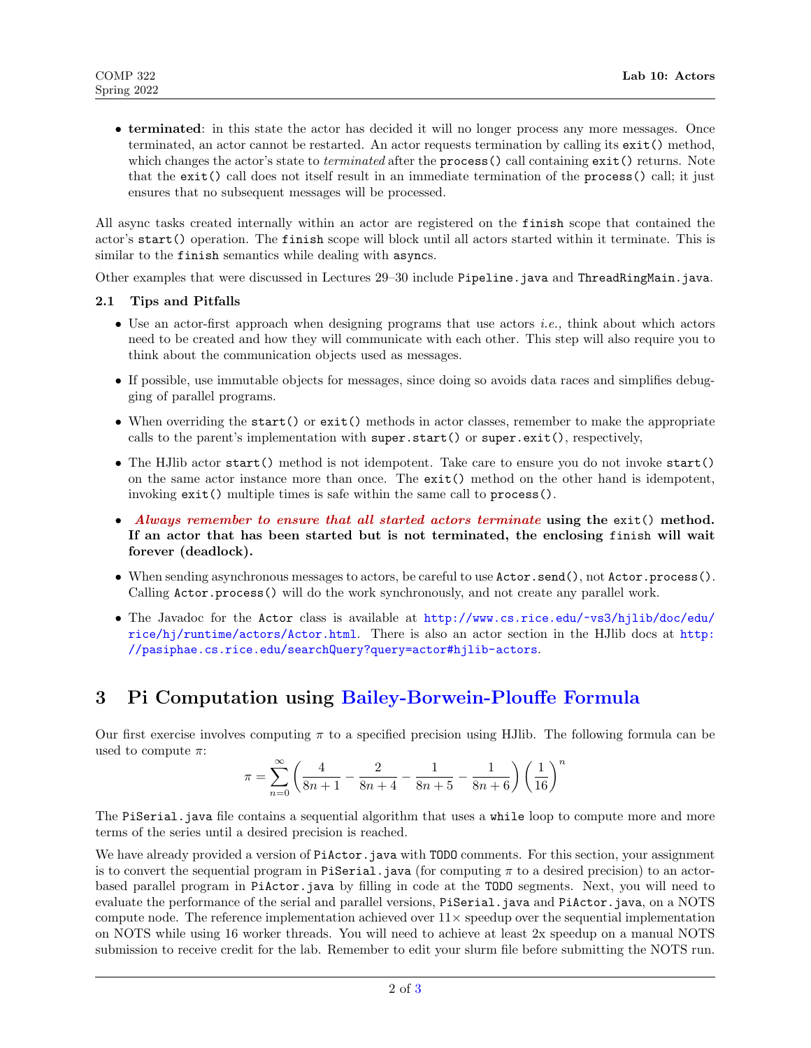- **terminated**: in this state the actor has decided it will no longer process any more messages. Once terminated, an actor cannot be restarted. An actor requests termination by calling its `exit()` method, which changes the actor's state to *terminated* after the `process()` call containing `exit()` returns. Note that the `exit()` call does not itself result in an immediate termination of the `process()` call; it just ensures that no subsequent messages will be processed.

All async tasks created internally within an actor are registered on the `finish` scope that contained the actor's `start()` operation. The `finish` scope will block until all actors started within it terminate. This is similar to the `finish` semantics while dealing with `async`s.

Other examples that were discussed in Lectures 29–30 include `Pipeline.java` and `ThreadRingMain.java`.

### 2.1 Tips and Pitfalls

- Use an actor-first approach when designing programs that use actors *i.e.,* think about which actors need to be created and how they will communicate with each other. This step will also require you to think about the communication objects used as messages.
- If possible, use immutable objects for messages, since doing so avoids data races and simplifies debugging of parallel programs.
- When overriding the `start()` or `exit()` methods in actor classes, remember to make the appropriate calls to the parent's implementation with `super.start()` or `super.exit()`, respectively,
- The HJlib actor `start()` method is not idempotent. Take care to ensure you do not invoke `start()` on the same actor instance more than once. The `exit()` method on the other hand is idempotent, invoking `exit()` multiple times is safe within the same call to `process()`.
- ***Always remember to ensure that all started actors terminate*** **using the `exit()` method. If an actor that has been started but is not terminated, the enclosing `finish` will wait forever (deadlock).**
- When sending asynchronous messages to actors, be careful to use `Actor.send()`, not `Actor.process()`. Calling `Actor.process()` will do the work synchronously, and not create any parallel work.
- The Javadoc for the `Actor` class is available at http://www.cs.rice.edu/~vs3/hjlib/doc/edu/rice/hj/runtime/actors/Actor.html. There is also an actor section in the HJlib docs at http://pasiphae.cs.rice.edu/searchQuery?query=actor#hjlib-actors.

## 3 Pi Computation using Bailey-Borwein-Plouffe Formula

Our first exercise involves computing $\pi$ to a specified precision using HJlib. The following formula can be used to compute $\pi$:

$$\pi = \sum_{n=0}^{\infty} \left( \frac{4}{8n+1} - \frac{2}{8n+4} - \frac{1}{8n+5} - \frac{1}{8n+6} \right) \left( \frac{1}{16} \right)^n$$

The `PiSerial.java` file contains a sequential algorithm that uses a `while` loop to compute more and more terms of the series until a desired precision is reached.

We have already provided a version of `PiActor.java` with `TODO` comments. For this section, your assignment is to convert the sequential program in `PiSerial.java` (for computing $\pi$ to a desired precision) to an actor-based parallel program in `PiActor.java` by filling in code at the `TODO` segments. Next, you will need to evaluate the performance of the serial and parallel versions, `PiSerial.java` and `PiActor.java`, on a NOTS compute node. The reference implementation achieved over 11× speedup over the sequential implementation on NOTS while using 16 worker threads. You will need to achieve at least 2x speedup on a manual NOTS submission to receive credit for the lab. Remember to edit your slurm file before submitting the NOTS run.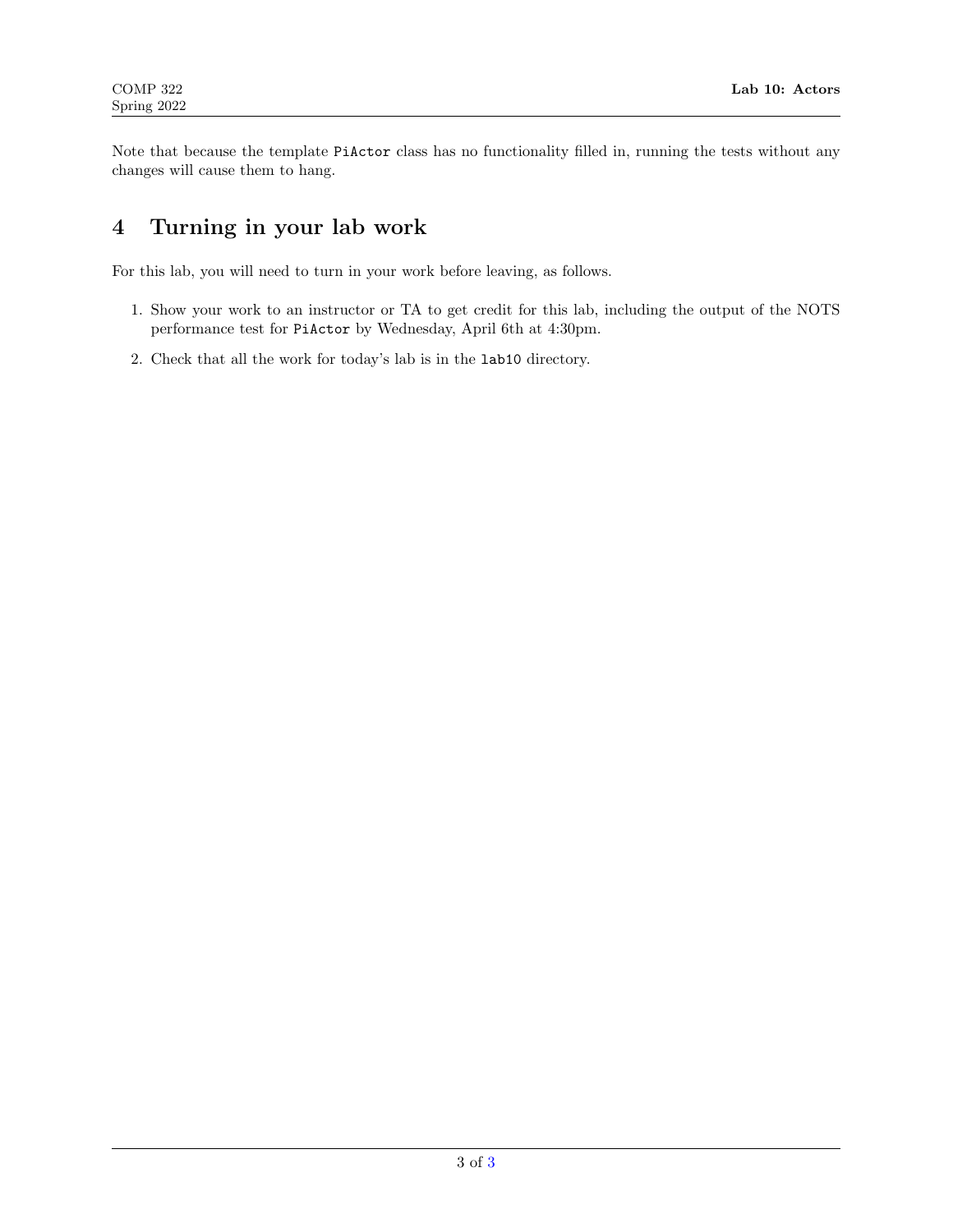Note that because the template `PiActor` class has no functionality filled in, running the tests without any changes will cause them to hang.

## 4 Turning in your lab work

For this lab, you will need to turn in your work before leaving, as follows.

1. Show your work to an instructor or TA to get credit for this lab, including the output of the NOTS performance test for `PiActor` by Wednesday, April 6th at 4:30pm.
2. Check that all the work for today's lab is in the `lab10` directory.